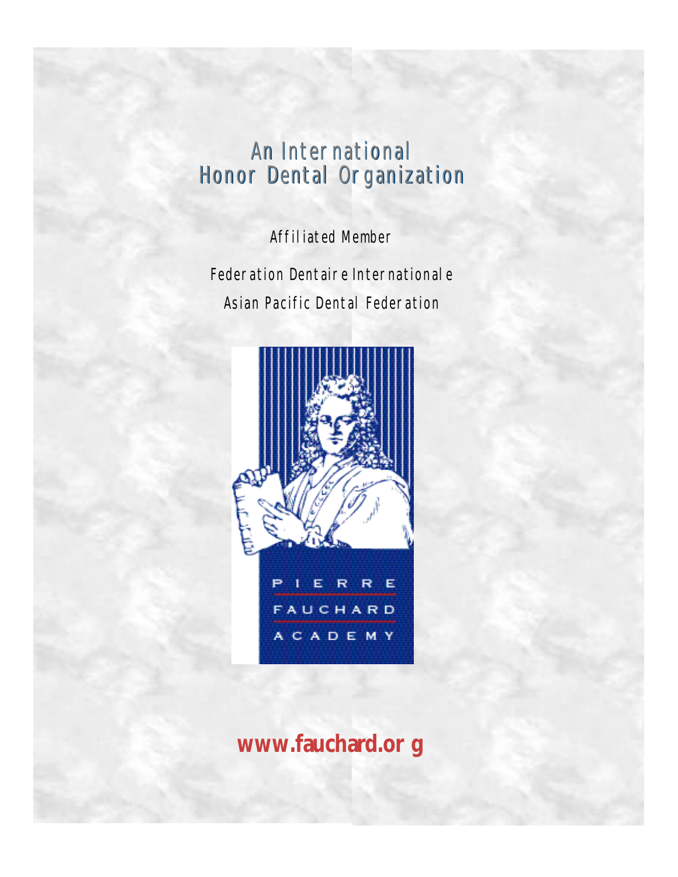# An International Honor Dental Organization

Affiliated Member

Federation Dentaire Internationale

Asian Pacific Dental Federation

PIERRE FAUCHARD ACADEMY

**www.fauchard.org**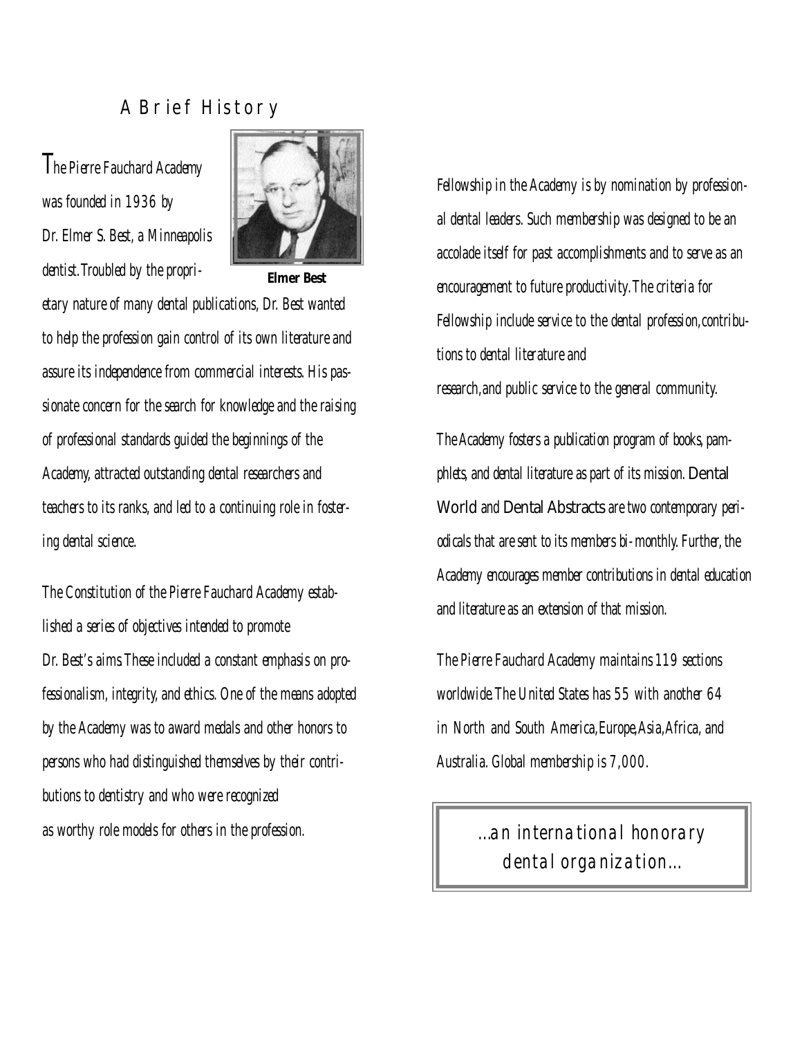## A Brief History

The Pierre Fauchard Academy was founded in 1936 by Dr. Elmer S. Best, a Minneapolis dentist. Troubled by the proprietary nature of many dental publications, Dr. Best wanted to help the profession gain control of its own literature and assure its independence from commercial interests. His passionate concern for the search for knowledge and the raising of professional standards guided the beginnings of the Academy, attracted outstanding dental researchers and teachers to its ranks, and led to a continuing role in fostering dental science.

**Elmer Best**

The Constitution of the Pierre Fauchard Academy established a series of objectives intended to promote Dr. Best's aims. These included a constant emphasis on professionalism, integrity, and ethics. One of the means adopted by the Academy was to award medals and other honors to persons who had distinguished themselves by their contributions to dentistry and who were recognized as worthy role models for others in the profession.

Fellowship in the Academy is by nomination by professional dental leaders. Such membership was designed to be an accolade itself for past accomplishments and to serve as an encouragement to future productivity. The criteria for Fellowship include service to the dental profession, contributions to dental literature and research, and public service to the general community.

The Academy fosters a publication program of books, pamphlets, and dental literature as part of its mission. Dental World and Dental Abstracts are two contemporary periodicals that are sent to its members bi-monthly. Further, the Academy encourages member contributions in dental education and literature as an extension of that mission.

The Pierre Fauchard Academy maintains 119 sections worldwide. The United States has 55 with another 64 in North and South America, Europe, Asia, Africa, and Australia. Global membership is 7,000.

...an international honorary dental organization...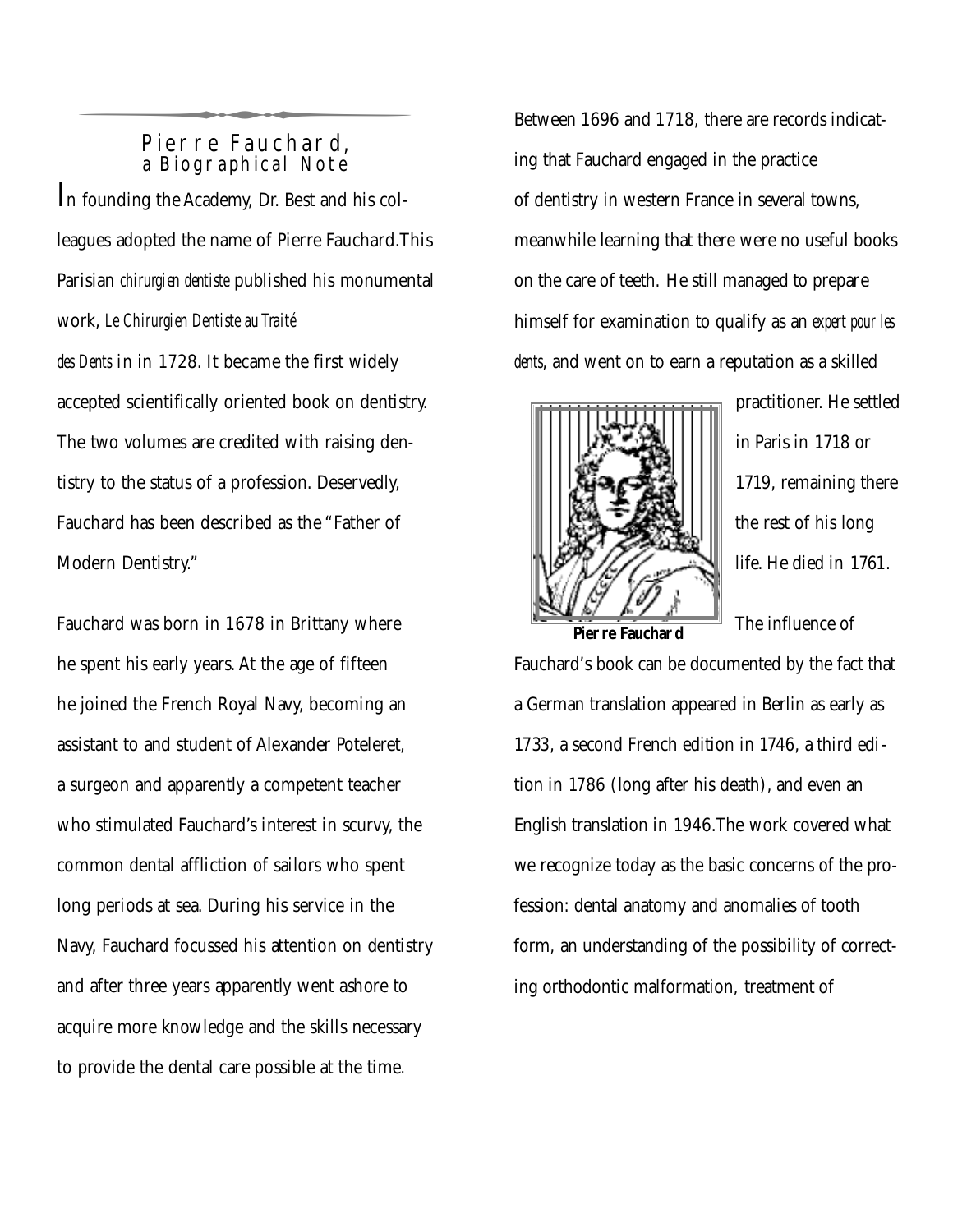## Pierre Fauchard,
### a Biographical Note

In founding the Academy, Dr. Best and his colleagues adopted the name of Pierre Fauchard. This Parisian *chirurgien dentiste* published his monumental work, *Le Chirurgien Dentiste au Traité des Dents* in in 1728. It became the first widely accepted scientifically oriented book on dentistry. The two volumes are credited with raising dentistry to the status of a profession. Deservedly, Fauchard has been described as the "Father of Modern Dentistry."

Fauchard was born in 1678 in Brittany where he spent his early years. At the age of fifteen he joined the French Royal Navy, becoming an assistant to and student of Alexander Poteleret, a surgeon and apparently a competent teacher who stimulated Fauchard's interest in scurvy, the common dental affliction of sailors who spent long periods at sea. During his service in the Navy, Fauchard focussed his attention on dentistry and after three years apparently went ashore to acquire more knowledge and the skills necessary to provide the dental care possible at the time.

Between 1696 and 1718, there are records indicating that Fauchard engaged in the practice of dentistry in western France in several towns, meanwhile learning that there were no useful books on the care of teeth. He still managed to prepare himself for examination to qualify as an *expert pour les dents*, and went on to earn a reputation as a skilled practitioner. He settled in Paris in 1718 or 1719, remaining there the rest of his long life. He died in 1761.

**Pierre Fauchard**

The influence of Fauchard's book can be documented by the fact that a German translation appeared in Berlin as early as 1733, a second French edition in 1746, a third edition in 1786 (long after his death), and even an English translation in 1946. The work covered what we recognize today as the basic concerns of the profession: dental anatomy and anomalies of tooth form, an understanding of the possibility of correcting orthodontic malformation, treatment of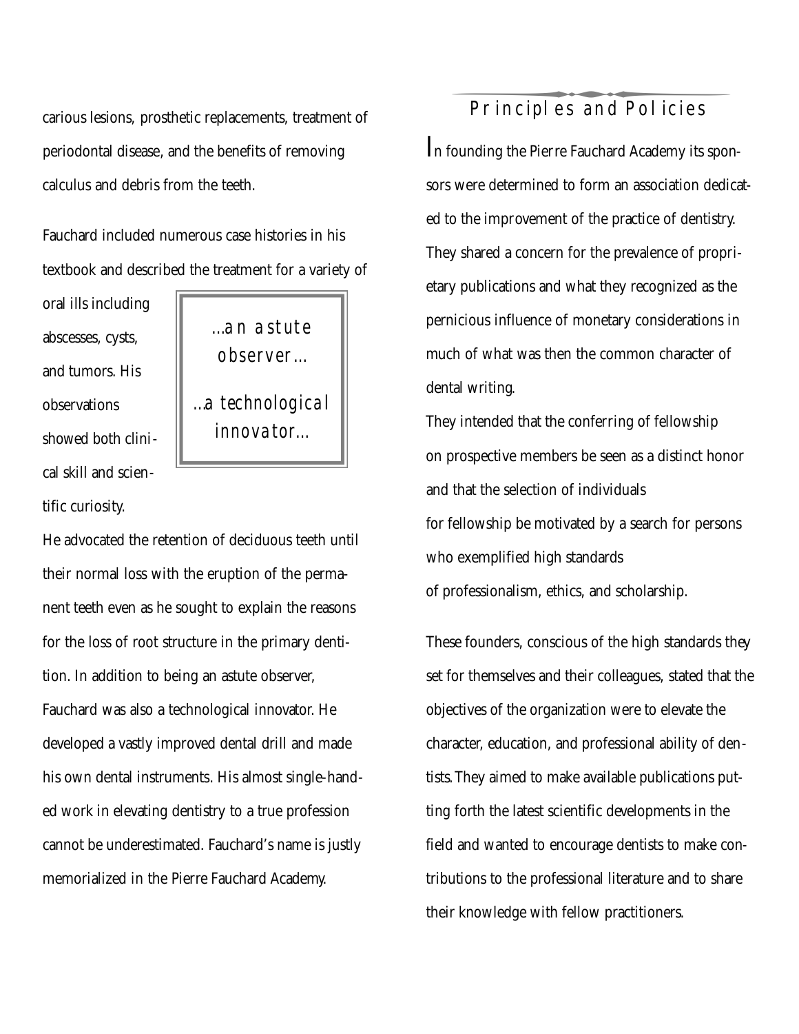carious lesions, prosthetic replacements, treatment of periodontal disease, and the benefits of removing calculus and debris from the teeth.

Fauchard included numerous case histories in his textbook and described the treatment for a variety of oral ills including abscesses, cysts, and tumors. His observations showed both clinical skill and scientific curiosity.

> *...an astute observer...*
>
> *...a technological innovator...*

He advocated the retention of deciduous teeth until their normal loss with the eruption of the permanent teeth even as he sought to explain the reasons for the loss of root structure in the primary dentition. In addition to being an astute observer, Fauchard was also a technological innovator. He developed a vastly improved dental drill and made his own dental instruments. His almost single-handed work in elevating dentistry to a true profession cannot be underestimated. Fauchard's name is justly memorialized in the Pierre Fauchard Academy.

## Principles and Policies

In founding the Pierre Fauchard Academy its sponsors were determined to form an association dedicated to the improvement of the practice of dentistry. They shared a concern for the prevalence of proprietary publications and what they recognized as the pernicious influence of monetary considerations in much of what was then the common character of dental writing.

They intended that the conferring of fellowship on prospective members be seen as a distinct honor and that the selection of individuals for fellowship be motivated by a search for persons who exemplified high standards of professionalism, ethics, and scholarship.

These founders, conscious of the high standards they set for themselves and their colleagues, stated that the objectives of the organization were to elevate the character, education, and professional ability of dentists. They aimed to make available publications putting forth the latest scientific developments in the field and wanted to encourage dentists to make contributions to the professional literature and to share their knowledge with fellow practitioners.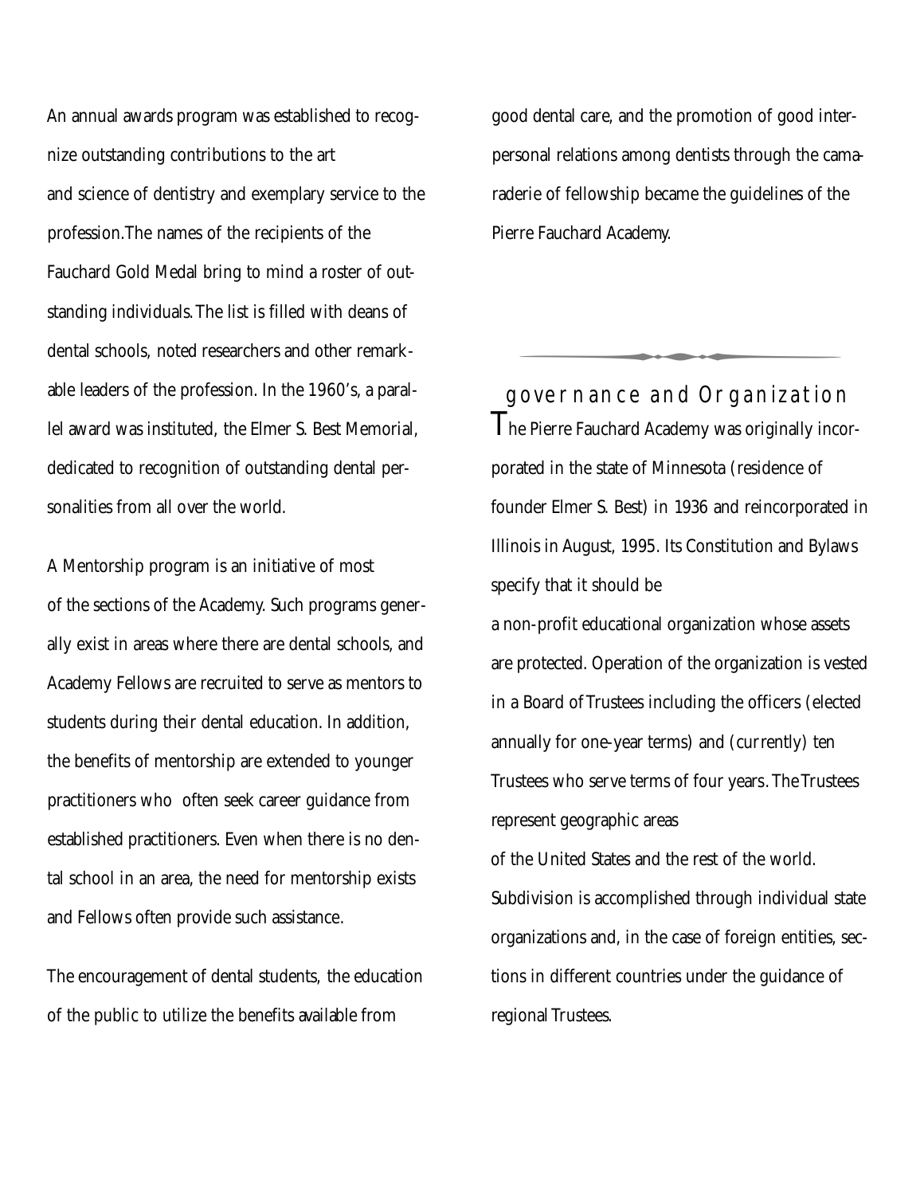An annual awards program was established to recognize outstanding contributions to the art and science of dentistry and exemplary service to the profession. The names of the recipients of the Fauchard Gold Medal bring to mind a roster of outstanding individuals. The list is filled with deans of dental schools, noted researchers and other remarkable leaders of the profession. In the 1960's, a parallel award was instituted, the Elmer S. Best Memorial, dedicated to recognition of outstanding dental personalities from all over the world.

A Mentorship program is an initiative of most of the sections of the Academy. Such programs generally exist in areas where there are dental schools, and Academy Fellows are recruited to serve as mentors to students during their dental education. In addition, the benefits of mentorship are extended to younger practitioners who often seek career guidance from established practitioners. Even when there is no dental school in an area, the need for mentorship exists and Fellows often provide such assistance.

The encouragement of dental students, the education of the public to utilize the benefits available from good dental care, and the promotion of good interpersonal relations among dentists through the camaraderie of fellowship became the guidelines of the Pierre Fauchard Academy.

## governance and Organization

The Pierre Fauchard Academy was originally incorporated in the state of Minnesota (residence of founder Elmer S. Best) in 1936 and reincorporated in Illinois in August, 1995. Its Constitution and Bylaws specify that it should be a non-profit educational organization whose assets are protected. Operation of the organization is vested in a Board of Trustees including the officers (elected annually for one-year terms) and (currently) ten Trustees who serve terms of four years. The Trustees represent geographic areas of the United States and the rest of the world. Subdivision is accomplished through individual state organizations and, in the case of foreign entities, sections in different countries under the guidance of regional Trustees.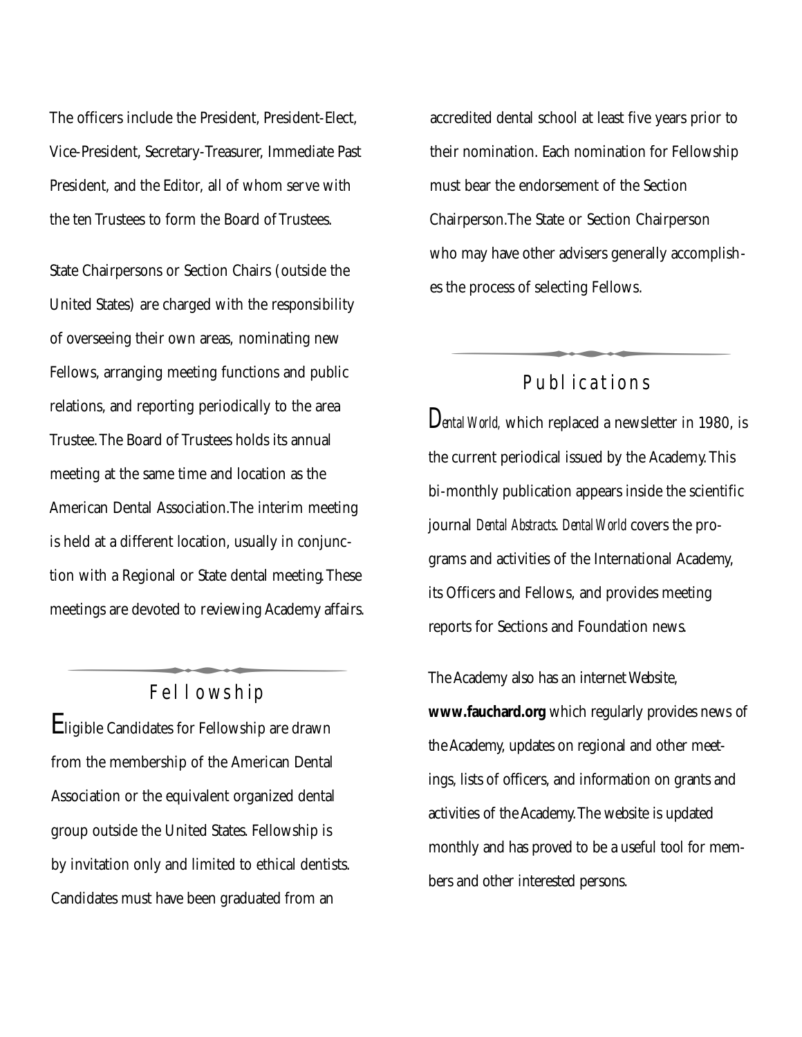The officers include the President, President-Elect, Vice-President, Secretary-Treasurer, Immediate Past President, and the Editor, all of whom serve with the ten Trustees to form the Board of Trustees.

State Chairpersons or Section Chairs (outside the United States) are charged with the responsibility of overseeing their own areas, nominating new Fellows, arranging meeting functions and public relations, and reporting periodically to the area Trustee. The Board of Trustees holds its annual meeting at the same time and location as the American Dental Association. The interim meeting is held at a different location, usually in conjunction with a Regional or State dental meeting. These meetings are devoted to reviewing Academy affairs.

## Fellowship

Eligible Candidates for Fellowship are drawn from the membership of the American Dental Association or the equivalent organized dental group outside the United States. Fellowship is by invitation only and limited to ethical dentists. Candidates must have been graduated from an accredited dental school at least five years prior to their nomination. Each nomination for Fellowship must bear the endorsement of the Section Chairperson. The State or Section Chairperson who may have other advisers generally accomplishes the process of selecting Fellows.

## Publications

*Dental World,* which replaced a newsletter in 1980, is the current periodical issued by the Academy. This bi-monthly publication appears inside the scientific journal *Dental Abstracts*. *Dental World* covers the programs and activities of the International Academy, its Officers and Fellows, and provides meeting reports for Sections and Foundation news.

The Academy also has an internet Website, **www.fauchard.org** which regularly provides news of the Academy, updates on regional and other meetings, lists of officers, and information on grants and activities of the Academy. The website is updated monthly and has proved to be a useful tool for members and other interested persons.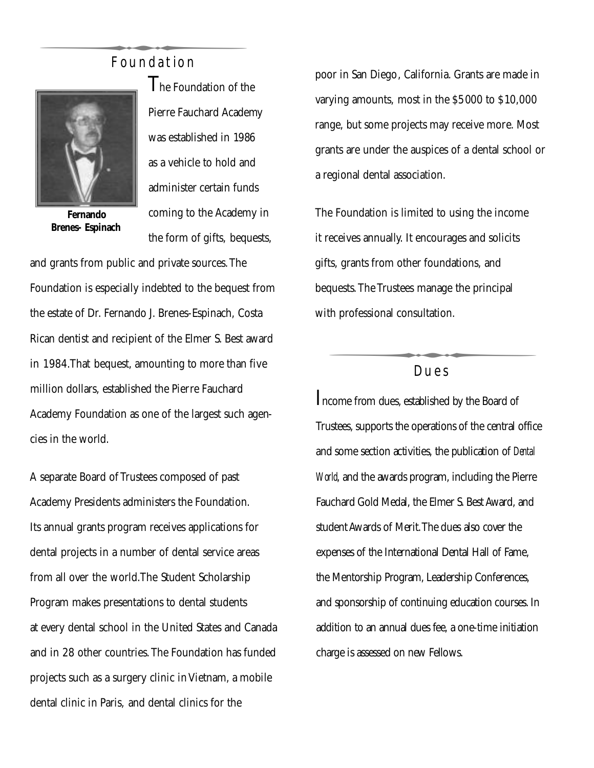## Foundation

Fernando Brenes- Espinach

The Foundation of the Pierre Fauchard Academy was established in 1986 as a vehicle to hold and administer certain funds coming to the Academy in the form of gifts, bequests, and grants from public and private sources. The Foundation is especially indebted to the bequest from the estate of Dr. Fernando J. Brenes-Espinach, Costa Rican dentist and recipient of the Elmer S. Best award in 1984. That bequest, amounting to more than five million dollars, established the Pierre Fauchard Academy Foundation as one of the largest such agencies in the world.

A separate Board of Trustees composed of past Academy Presidents administers the Foundation. Its annual grants program receives applications for dental projects in a number of dental service areas from all over the world. The Student Scholarship Program makes presentations to dental students at every dental school in the United States and Canada and in 28 other countries. The Foundation has funded projects such as a surgery clinic in Vietnam, a mobile dental clinic in Paris, and dental clinics for the poor in San Diego, California. Grants are made in varying amounts, most in the $5000 to $10,000 range, but some projects may receive more. Most grants are under the auspices of a dental school or a regional dental association.

The Foundation is limited to using the income it receives annually. It encourages and solicits gifts, grants from other foundations, and bequests. The Trustees manage the principal with professional consultation.

## Dues

Income from dues, established by the Board of Trustees, supports the operations of the central office and some section activities, the publication of *Dental World*, and the awards program, including the Pierre Fauchard Gold Medal, the Elmer S. Best Award, and student Awards of Merit. The dues also cover the expenses of the International Dental Hall of Fame, the Mentorship Program, Leadership Conferences, and sponsorship of continuing education courses. In addition to an annual dues fee, a one-time initiation charge is assessed on new Fellows.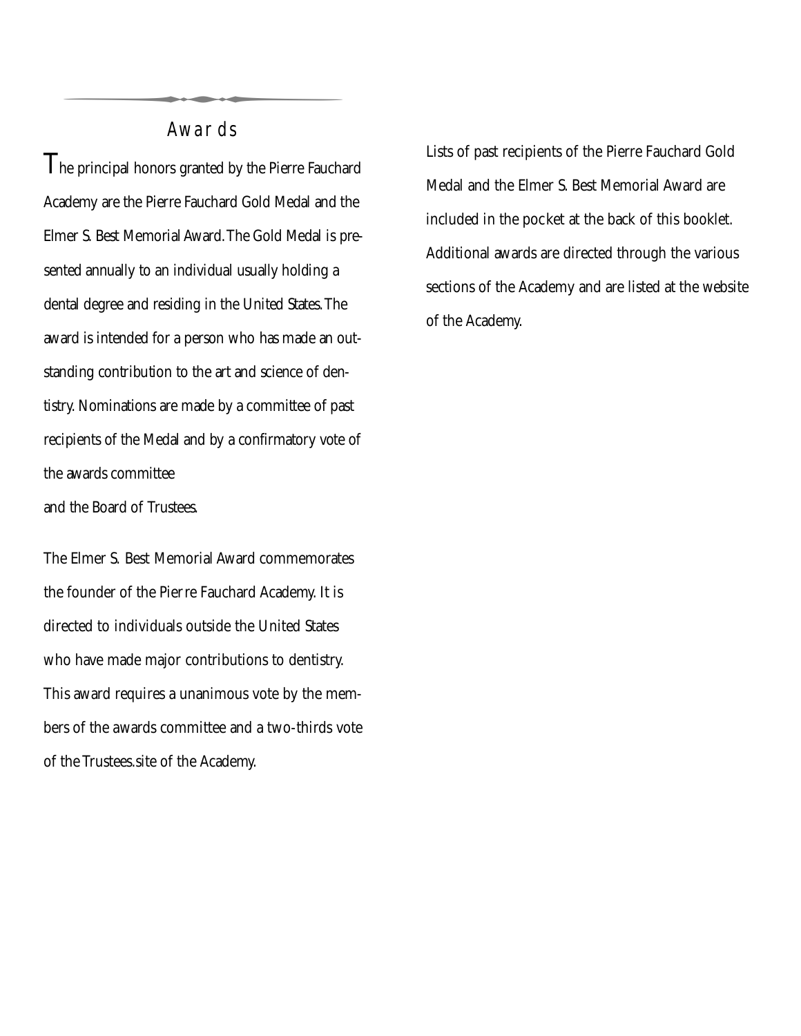## Awards

The principal honors granted by the Pierre Fauchard Academy are the Pierre Fauchard Gold Medal and the Elmer S. Best Memorial Award. The Gold Medal is presented annually to an individual usually holding a dental degree and residing in the United States. The award is intended for a person who has made an outstanding contribution to the art and science of dentistry. Nominations are made by a committee of past recipients of the Medal and by a confirmatory vote of the awards committee

and the Board of Trustees.

The Elmer S. Best Memorial Award commemorates the founder of the Pierre Fauchard Academy. It is directed to individuals outside the United States who have made major contributions to dentistry. This award requires a unanimous vote by the members of the awards committee and a two-thirds vote of the Trustees.site of the Academy.

Lists of past recipients of the Pierre Fauchard Gold Medal and the Elmer S. Best Memorial Award are included in the pocket at the back of this booklet. Additional awards are directed through the various sections of the Academy and are listed at the website of the Academy.